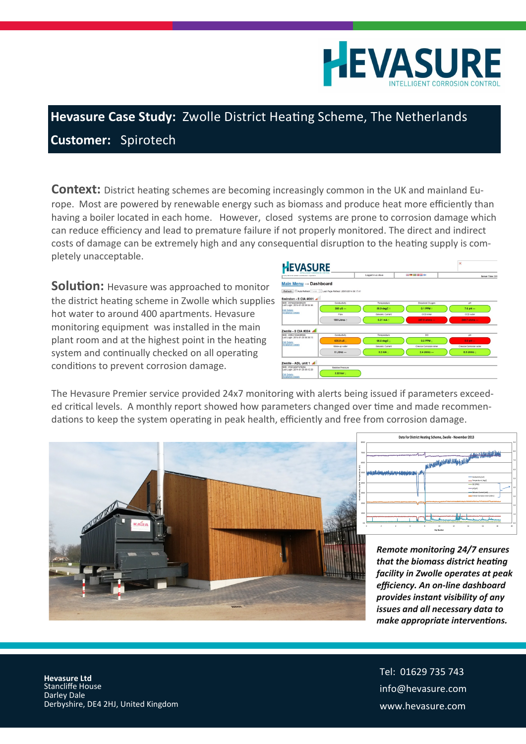# HEVASURE
INTELLIGENT CORROSION CONTROL

## Hevasure Case Study: Zwolle District Heating Scheme, The Netherlands

## Customer: Spirotech

**Context:** District heating schemes are becoming increasingly common in the UK and mainland Europe. Most are powered by renewable energy such as biomass and produce heat more efficiently than having a boiler located in each home. However, closed systems are prone to corrosion damage which can reduce efficiency and lead to premature failure if not properly monitored. The direct and indirect costs of damage can be extremely high and any consequential disruption to the heating supply is completely unacceptable.

**Solution:** Hevasure was approached to monitor the district heating scheme in Zwolle which supplies hot water to around 400 apartments. Hevasure monitoring equipment was installed in the main plant room and at the highest point in the heating system and continually checked on all operating conditions to prevent corrosion damage.

The Hevasure Premier service provided 24x7 monitoring with alerts being issued if parameters exceeded critical levels. A monthly report showed how parameters changed over time and made recommendations to keep the system operating in peak health, efficiently and free from corrosion damage.

Data for District Heating Scheme, Zwolle - November 2013

*Remote monitoring 24/7 ensures that the biomass district heating facility in Zwolle operates at peak efficiency. An on-line dashboard provides instant visibility of any issues and all necessary data to make appropriate interventions.*

**Hevasure Ltd**
Stancliffe House
Darley Dale
Derbyshire, DE4 2HJ, United Kingdom

Tel: 01629 735 743
info@hevasure.com
www.hevasure.com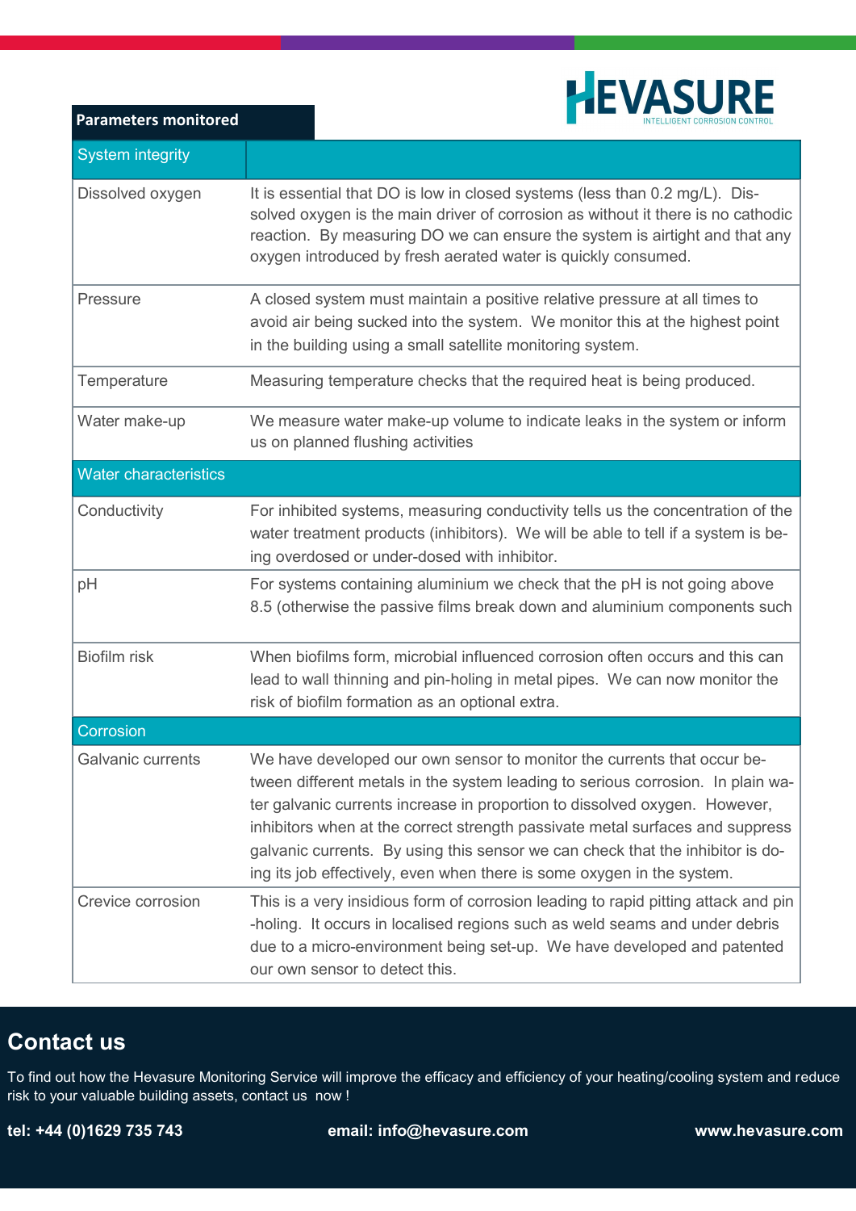| Parameters monitored | |
|---|---|
| **System integrity** | |
| Dissolved oxygen | It is essential that DO is low in closed systems (less than 0.2 mg/L). Dissolved oxygen is the main driver of corrosion as without it there is no cathodic reaction. By measuring DO we can ensure the system is airtight and that any oxygen introduced by fresh aerated water is quickly consumed. |
| Pressure | A closed system must maintain a positive relative pressure at all times to avoid air being sucked into the system. We monitor this at the highest point in the building using a small satellite monitoring system. |
| Temperature | Measuring temperature checks that the required heat is being produced. |
| Water make-up | We measure water make-up volume to indicate leaks in the system or inform us on planned flushing activities |
| **Water characteristics** | |
| Conductivity | For inhibited systems, measuring conductivity tells us the concentration of the water treatment products (inhibitors). We will be able to tell if a system is being overdosed or under-dosed with inhibitor. |
| pH | For systems containing aluminium we check that the pH is not going above 8.5 (otherwise the passive films break down and aluminium components such |
| Biofilm risk | When biofilms form, microbial influenced corrosion often occurs and this can lead to wall thinning and pin-holing in metal pipes. We can now monitor the risk of biofilm formation as an optional extra. |
| **Corrosion** | |
| Galvanic currents | We have developed our own sensor to monitor the currents that occur between different metals in the system leading to serious corrosion. In plain water galvanic currents increase in proportion to dissolved oxygen. However, inhibitors when at the correct strength passivate metal surfaces and suppress galvanic currents. By using this sensor we can check that the inhibitor is doing its job effectively, even when there is some oxygen in the system. |
| Crevice corrosion | This is a very insidious form of corrosion leading to rapid pitting attack and pin-holing. It occurs in localised regions such as weld seams and under debris due to a micro-environment being set-up. We have developed and patented our own sensor to detect this. |

## Contact us

To find out how the Hevasure Monitoring Service will improve the efficacy and efficiency of your heating/cooling system and reduce risk to your valuable building assets, contact us now !

**tel: +44 (0)1629 735 743** **email: info@hevasure.com** **www.hevasure.com**